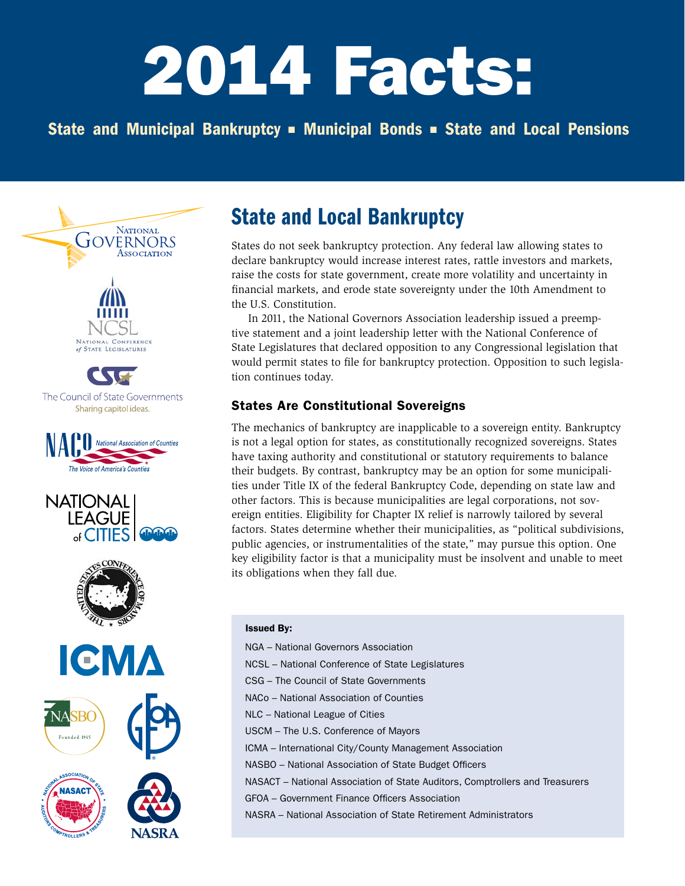# 2014 Facts:

**State and Municipal Bankruptcy ▪ Municipal Bonds ▪ State and Local Pensions**

## State and Local Bankruptcy

States do not seek bankruptcy protection. Any federal law allowing states to declare bankruptcy would increase interest rates, rattle investors and markets, raise the costs for state government, create more volatility and uncertainty in financial markets, and erode state sovereignty under the 10th Amendment to the U.S. Constitution.

In 2011, the National Governors Association leadership issued a preemptive statement and a joint leadership letter with the National Conference of State Legislatures that declared opposition to any Congressional legislation that would permit states to file for bankruptcy protection. Opposition to such legislation continues today.

### States Are Constitutional Sovereigns

The mechanics of bankruptcy are inapplicable to a sovereign entity. Bankruptcy is not a legal option for states, as constitutionally recognized sovereigns. States have taxing authority and constitutional or statutory requirements to balance their budgets. By contrast, bankruptcy may be an option for some municipalities under Title IX of the federal Bankruptcy Code, depending on state law and other factors. This is because municipalities are legal corporations, not sovereign entities. Eligibility for Chapter IX relief is narrowly tailored by several factors. States determine whether their municipalities, as "political subdivisions, public agencies, or instrumentalities of the state," may pursue this option. One key eligibility factor is that a municipality must be insolvent and unable to meet its obligations when they fall due.

**Issued By:**

NGA – National Governors Association
NCSL – National Conference of State Legislatures
CSG – The Council of State Governments
NACo – National Association of Counties
NLC – National League of Cities
USCM – The U.S. Conference of Mayors
ICMA – International City/County Management Association
NASBO – National Association of State Budget Officers
NASACT – National Association of State Auditors, Comptrollers and Treasurers
GFOA – Government Finance Officers Association
NASRA – National Association of State Retirement Administrators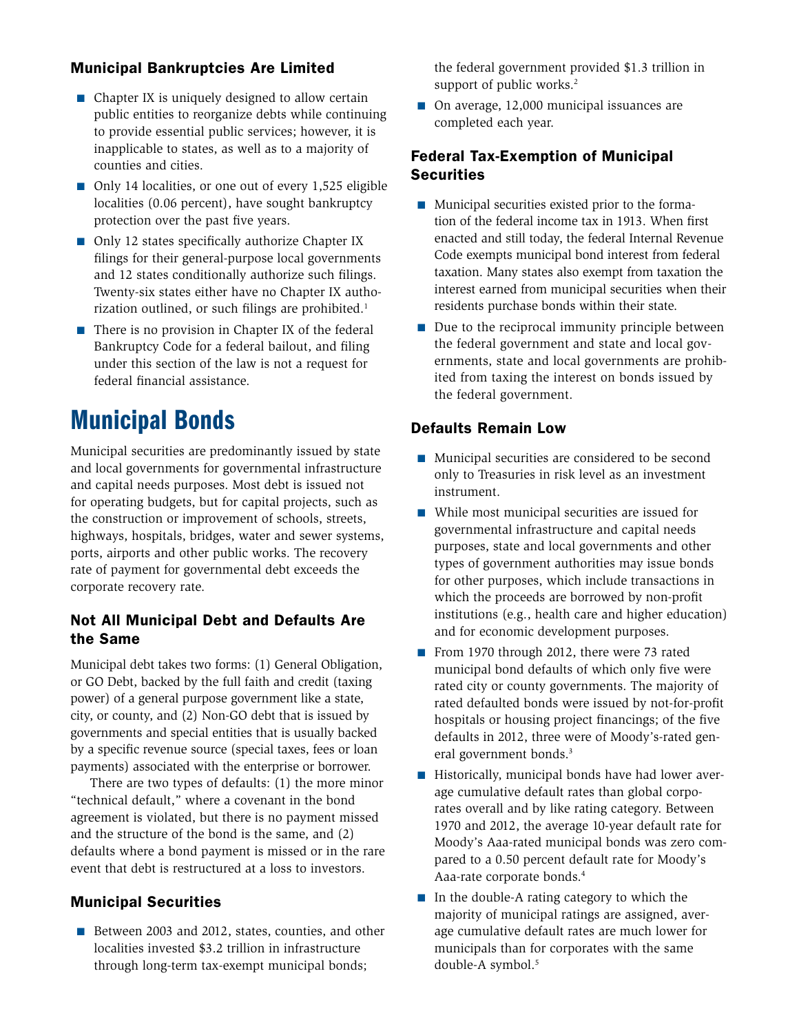### Municipal Bankruptcies Are Limited

- Chapter IX is uniquely designed to allow certain public entities to reorganize debts while continuing to provide essential public services; however, it is inapplicable to states, as well as to a majority of counties and cities.
- Only 14 localities, or one out of every 1,525 eligible localities (0.06 percent), have sought bankruptcy protection over the past five years.
- Only 12 states specifically authorize Chapter IX filings for their general-purpose local governments and 12 states conditionally authorize such filings. Twenty-six states either have no Chapter IX authorization outlined, or such filings are prohibited.[1]
- There is no provision in Chapter IX of the federal Bankruptcy Code for a federal bailout, and filing under this section of the law is not a request for federal financial assistance.

# Municipal Bonds

Municipal securities are predominantly issued by state and local governments for governmental infrastructure and capital needs purposes. Most debt is issued not for operating budgets, but for capital projects, such as the construction or improvement of schools, streets, highways, hospitals, bridges, water and sewer systems, ports, airports and other public works. The recovery rate of payment for governmental debt exceeds the corporate recovery rate.

### Not All Municipal Debt and Defaults Are the Same

Municipal debt takes two forms: (1) General Obligation, or GO Debt, backed by the full faith and credit (taxing power) of a general purpose government like a state, city, or county, and (2) Non-GO debt that is issued by governments and special entities that is usually backed by a specific revenue source (special taxes, fees or loan payments) associated with the enterprise or borrower.

There are two types of defaults: (1) the more minor "technical default," where a covenant in the bond agreement is violated, but there is no payment missed and the structure of the bond is the same, and (2) defaults where a bond payment is missed or in the rare event that debt is restructured at a loss to investors.

### Municipal Securities

- Between 2003 and 2012, states, counties, and other localities invested $3.2 trillion in infrastructure through long-term tax-exempt municipal bonds; the federal government provided $1.3 trillion in support of public works.[2]
- On average, 12,000 municipal issuances are completed each year.

### Federal Tax-Exemption of Municipal Securities

- Municipal securities existed prior to the formation of the federal income tax in 1913. When first enacted and still today, the federal Internal Revenue Code exempts municipal bond interest from federal taxation. Many states also exempt from taxation the interest earned from municipal securities when their residents purchase bonds within their state.
- Due to the reciprocal immunity principle between the federal government and state and local governments, state and local governments are prohibited from taxing the interest on bonds issued by the federal government.

### Defaults Remain Low

- Municipal securities are considered to be second only to Treasuries in risk level as an investment instrument.
- While most municipal securities are issued for governmental infrastructure and capital needs purposes, state and local governments and other types of government authorities may issue bonds for other purposes, which include transactions in which the proceeds are borrowed by non-profit institutions (e.g., health care and higher education) and for economic development purposes.
- From 1970 through 2012, there were 73 rated municipal bond defaults of which only five were rated city or county governments. The majority of rated defaulted bonds were issued by not-for-profit hospitals or housing project financings; of the five defaults in 2012, three were of Moody's-rated general government bonds.[3]
- Historically, municipal bonds have had lower average cumulative default rates than global corporates overall and by like rating category. Between 1970 and 2012, the average 10-year default rate for Moody's Aaa-rated municipal bonds was zero compared to a 0.50 percent default rate for Moody's Aaa-rate corporate bonds.[4]
- In the double-A rating category to which the majority of municipal ratings are assigned, average cumulative default rates are much lower for municipals than for corporates with the same double-A symbol.[5]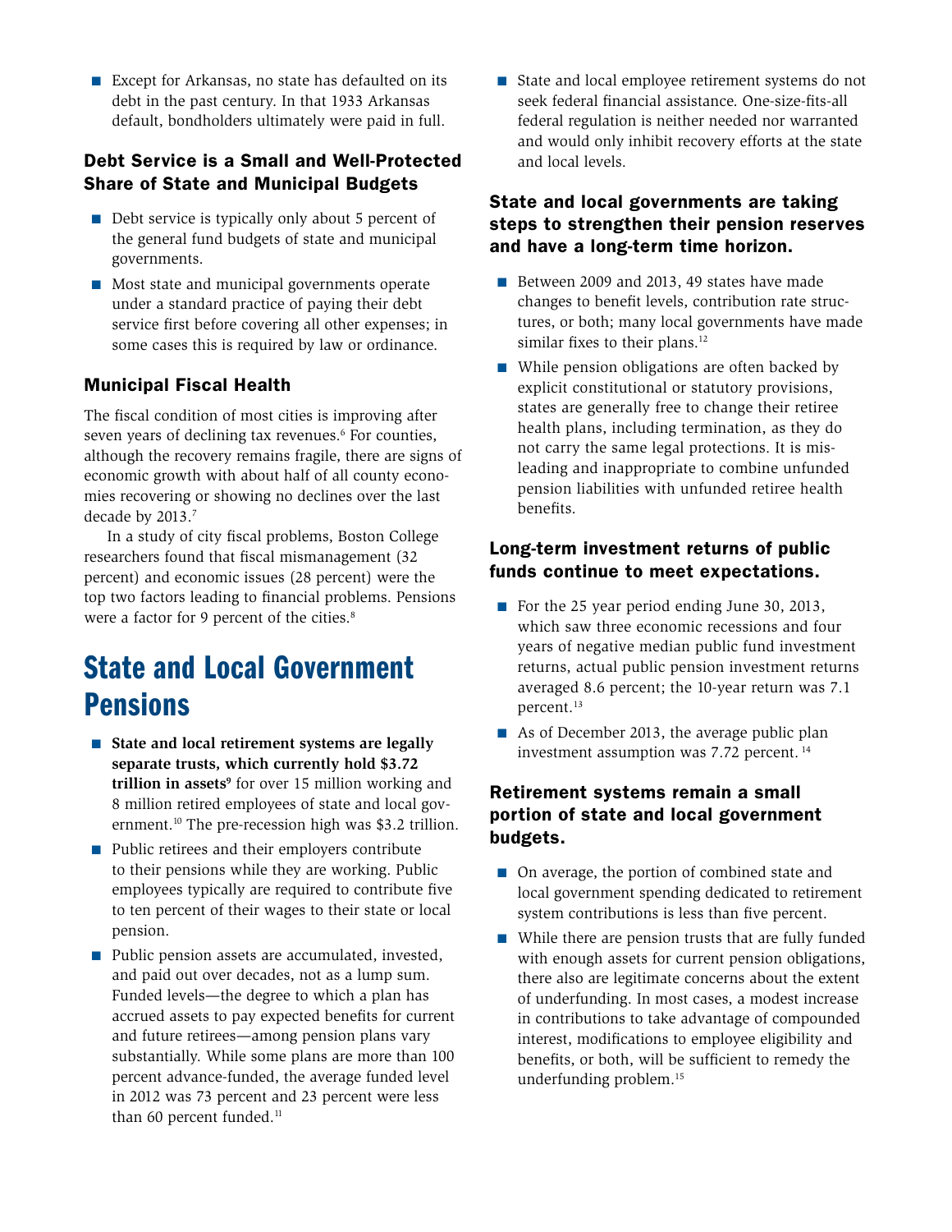- Except for Arkansas, no state has defaulted on its debt in the past century. In that 1933 Arkansas default, bondholders ultimately were paid in full.

### Debt Service is a Small and Well-Protected Share of State and Municipal Budgets

- Debt service is typically only about 5 percent of the general fund budgets of state and municipal governments.
- Most state and municipal governments operate under a standard practice of paying their debt service first before covering all other expenses; in some cases this is required by law or ordinance.

### Municipal Fiscal Health

The fiscal condition of most cities is improving after seven years of declining tax revenues.[6] For counties, although the recovery remains fragile, there are signs of economic growth with about half of all county economies recovering or showing no declines over the last decade by 2013.[7]

In a study of city fiscal problems, Boston College researchers found that fiscal mismanagement (32 percent) and economic issues (28 percent) were the top two factors leading to financial problems. Pensions were a factor for 9 percent of the cities.[8]

## State and Local Government Pensions

- **State and local retirement systems are legally separate trusts, which currently hold $3.72 trillion in assets**[9] for over 15 million working and 8 million retired employees of state and local government.[10] The pre-recession high was $3.2 trillion.
- Public retirees and their employers contribute to their pensions while they are working. Public employees typically are required to contribute five to ten percent of their wages to their state or local pension.
- Public pension assets are accumulated, invested, and paid out over decades, not as a lump sum. Funded levels—the degree to which a plan has accrued assets to pay expected benefits for current and future retirees—among pension plans vary substantially. While some plans are more than 100 percent advance-funded, the average funded level in 2012 was 73 percent and 23 percent were less than 60 percent funded.[11]
- State and local employee retirement systems do not seek federal financial assistance. One-size-fits-all federal regulation is neither needed nor warranted and would only inhibit recovery efforts at the state and local levels.

### State and local governments are taking steps to strengthen their pension reserves and have a long-term time horizon.

- Between 2009 and 2013, 49 states have made changes to benefit levels, contribution rate structures, or both; many local governments have made similar fixes to their plans.[12]
- While pension obligations are often backed by explicit constitutional or statutory provisions, states are generally free to change their retiree health plans, including termination, as they do not carry the same legal protections. It is misleading and inappropriate to combine unfunded pension liabilities with unfunded retiree health benefits.

### Long-term investment returns of public funds continue to meet expectations.

- For the 25 year period ending June 30, 2013, which saw three economic recessions and four years of negative median public fund investment returns, actual public pension investment returns averaged 8.6 percent; the 10-year return was 7.1 percent.[13]
- As of December 2013, the average public plan investment assumption was 7.72 percent.[14]

### Retirement systems remain a small portion of state and local government budgets.

- On average, the portion of combined state and local government spending dedicated to retirement system contributions is less than five percent.
- While there are pension trusts that are fully funded with enough assets for current pension obligations, there also are legitimate concerns about the extent of underfunding. In most cases, a modest increase in contributions to take advantage of compounded interest, modifications to employee eligibility and benefits, or both, will be sufficient to remedy the underfunding problem.[15]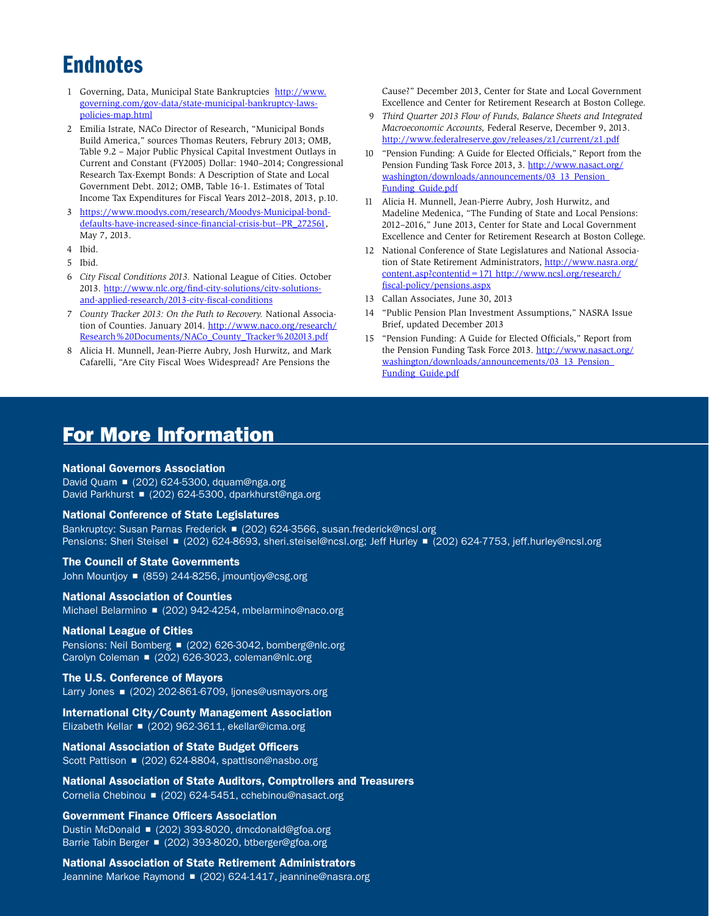# Endnotes

1. Governing, Data, Municipal State Bankruptcies http://www.governing.com/gov-data/state-municipal-bankruptcy-laws-policies-map.html
2. Emilia Istrate, NACo Director of Research, "Municipal Bonds Build America," sources Thomas Reuters, Februry 2013; OMB, Table 9.2 – Major Public Physical Capital Investment Outlays in Current and Constant (FY2005) Dollar: 1940–2014; Congressional Research Tax-Exempt Bonds: A Description of State and Local Government Debt. 2012; OMB, Table 16-1. Estimates of Total Income Tax Expenditures for Fiscal Years 2012–2018, 2013, p.10.
3. https://www.moodys.com/research/Moodys-Municipal-bond-defaults-have-increased-since-financial-crisis-but--PR_272561, May 7, 2013.
4. Ibid.
5. Ibid.
6. *City Fiscal Conditions 2013.* National League of Cities. October 2013. http://www.nlc.org/find-city-solutions/city-solutions-and-applied-research/2013-city-fiscal-conditions
7. *County Tracker 2013: On the Path to Recovery.* National Association of Counties. January 2014. http://www.naco.org/research/Research%20Documents/NACo_County_Tracker%202013.pdf
8. Alicia H. Munnell, Jean-Pierre Aubry, Josh Hurwitz, and Mark Cafarelli, "Are City Fiscal Woes Widespread? Are Pensions the Cause?" December 2013, Center for State and Local Government Excellence and Center for Retirement Research at Boston College.
9. *Third Quarter 2013 Flow of Funds, Balance Sheets and Integrated Macroeconomic Accounts,* Federal Reserve, December 9, 2013. http://www.federalreserve.gov/releases/z1/current/z1.pdf
10. "Pension Funding: A Guide for Elected Officials," Report from the Pension Funding Task Force 2013, 3. http://www.nasact.org/washington/downloads/announcements/03_13_Pension_Funding_Guide.pdf
11. Alicia H. Munnell, Jean-Pierre Aubry, Josh Hurwitz, and Madeline Medenica, "The Funding of State and Local Pensions: 2012–2016," June 2013, Center for State and Local Government Excellence and Center for Retirement Research at Boston College.
12. National Conference of State Legislatures and National Association of State Retirement Administrators, http://www.nasra.org/content.asp?contentid=171 http://www.ncsl.org/research/fiscal-policy/pensions.aspx
13. Callan Associates, June 30, 2013
14. "Public Pension Plan Investment Assumptions," NASRA Issue Brief, updated December 2013
15. "Pension Funding: A Guide for Elected Officials," Report from the Pension Funding Task Force 2013. http://www.nasact.org/washington/downloads/announcements/03_13_Pension_Funding_Guide.pdf

# For More Information

**National Governors Association**
David Quam ■ (202) 624-5300, dquam@nga.org
David Parkhurst ■ (202) 624-5300, dparkhurst@nga.org

**National Conference of State Legislatures**
Bankruptcy: Susan Parnas Frederick ■ (202) 624-3566, susan.frederick@ncsl.org
Pensions: Sheri Steisel ■ (202) 624-8693, sheri.steisel@ncsl.org; Jeff Hurley ■ (202) 624-7753, jeff.hurley@ncsl.org

**The Council of State Governments**
John Mountjoy ■ (859) 244-8256, jmountjoy@csg.org

**National Association of Counties**
Michael Belarmino ■ (202) 942-4254, mbelarmino@naco.org

**National League of Cities**
Pensions: Neil Bomberg ■ (202) 626-3042, bomberg@nlc.org
Carolyn Coleman ■ (202) 626-3023, coleman@nlc.org

**The U.S. Conference of Mayors**
Larry Jones ■ (202) 202-861-6709, ljones@usmayors.org

**International City/County Management Association**
Elizabeth Kellar ■ (202) 962-3611, ekellar@icma.org

**National Association of State Budget Officers**
Scott Pattison ■ (202) 624-8804, spattison@nasbo.org

**National Association of State Auditors, Comptrollers and Treasurers**
Cornelia Chebinou ■ (202) 624-5451, cchebinou@nasact.org

**Government Finance Officers Association**
Dustin McDonald ■ (202) 393-8020, dmcdonald@gfoa.org
Barrie Tabin Berger ■ (202) 393-8020, btberger@gfoa.org

**National Association of State Retirement Administrators**
Jeannine Markoe Raymond ■ (202) 624-1417, jeannine@nasra.org